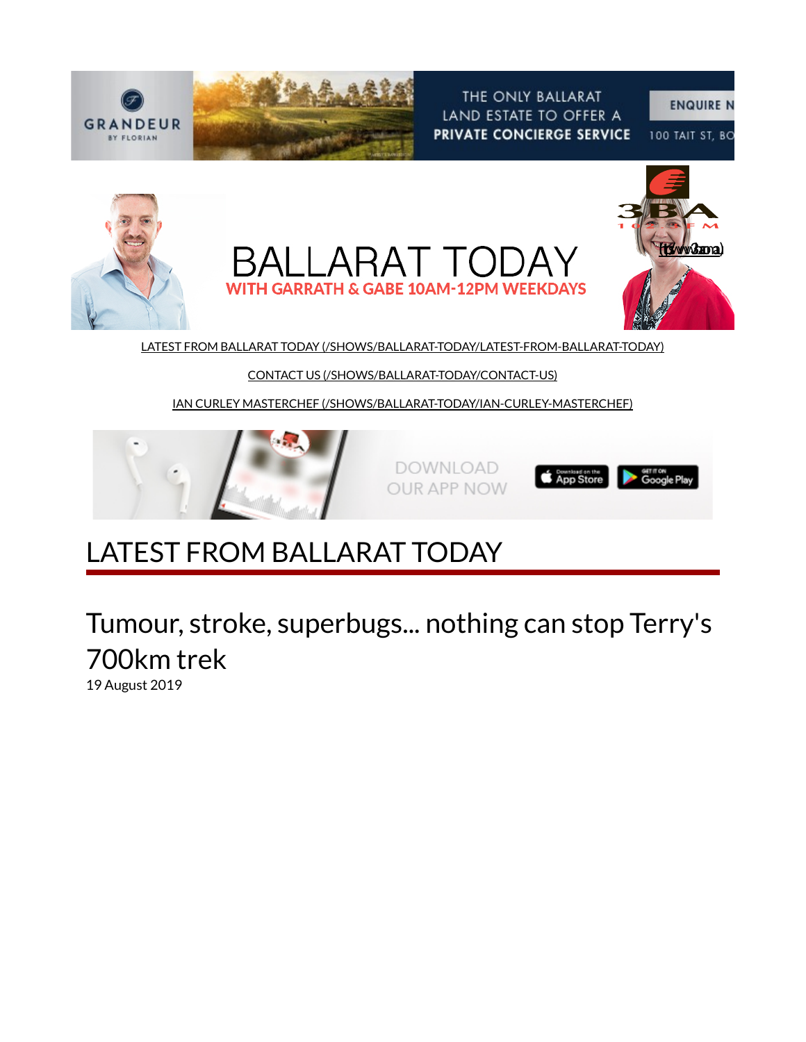# BALLARAT TODAY

**WITH GARRATH & GABE 10AM-12PM WEEKDAYS**

LATEST FROM BALLARAT TODAY (/SHOWS/BALLARAT-TODAY/LATEST-FROM-BALLARAT-TODAY)

CONTACT US (/SHOWS/BALLARAT-TODAY/CONTACT-US)

IAN CURLEY MASTERCHEF (/SHOWS/BALLARAT-TODAY/IAN-CURLEY-MASTERCHEF)

## LATEST FROM BALLARAT TODAY

### Tumour, stroke, superbugs... nothing can stop Terry's 700km trek

19 August 2019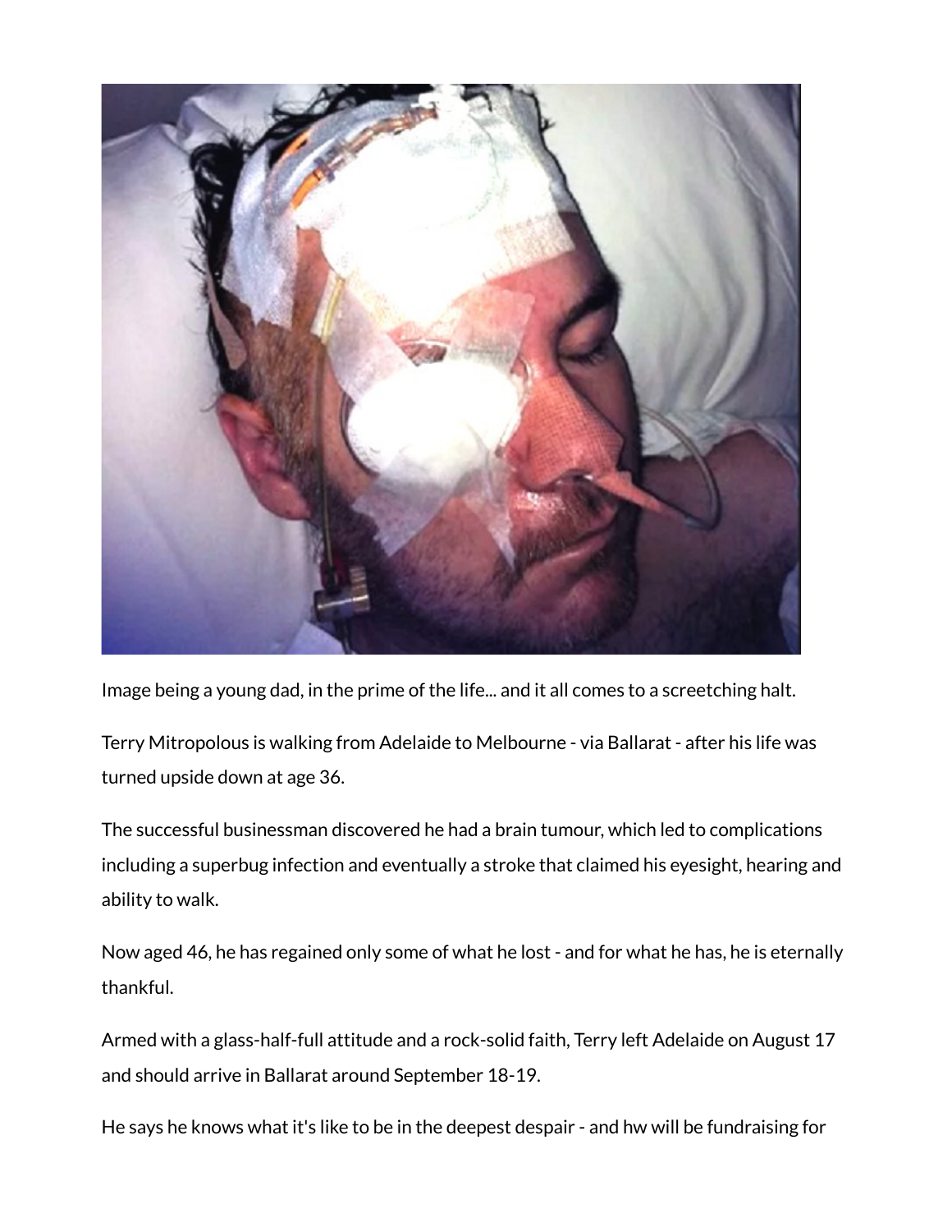Image being a young dad, in the prime of the life... and it all comes to a screetching halt.

Terry Mitropolous is walking from Adelaide to Melbourne - via Ballarat - after his life was turned upside down at age 36.

The successful businessman discovered he had a brain tumour, which led to complications including a superbug infection and eventually a stroke that claimed his eyesight, hearing and ability to walk.

Now aged 46, he has regained only some of what he lost - and for what he has, he is eternally thankful.

Armed with a glass-half-full attitude and a rock-solid faith, Terry left Adelaide on August 17 and should arrive in Ballarat around September 18-19.

He says he knows what it's like to be in the deepest despair - and hw will be fundraising for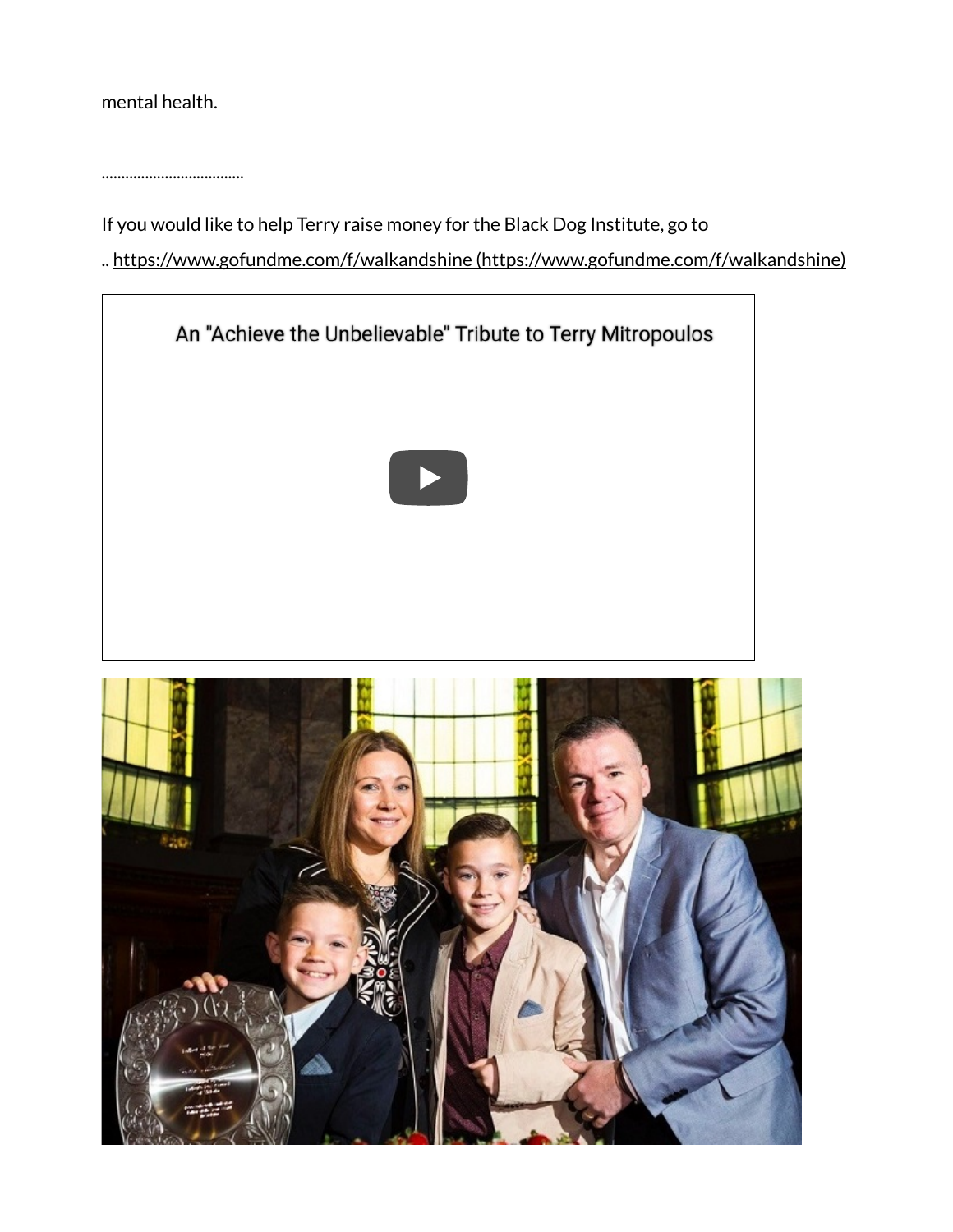mental health.

..................................

If you would like to help Terry raise money for the Black Dog Institute, go to

.. [https://www.gofundme.com/f/walkandshine (https://www.gofundme.com/f/walkandshine)](https://www.gofundme.com/f/walkandshine)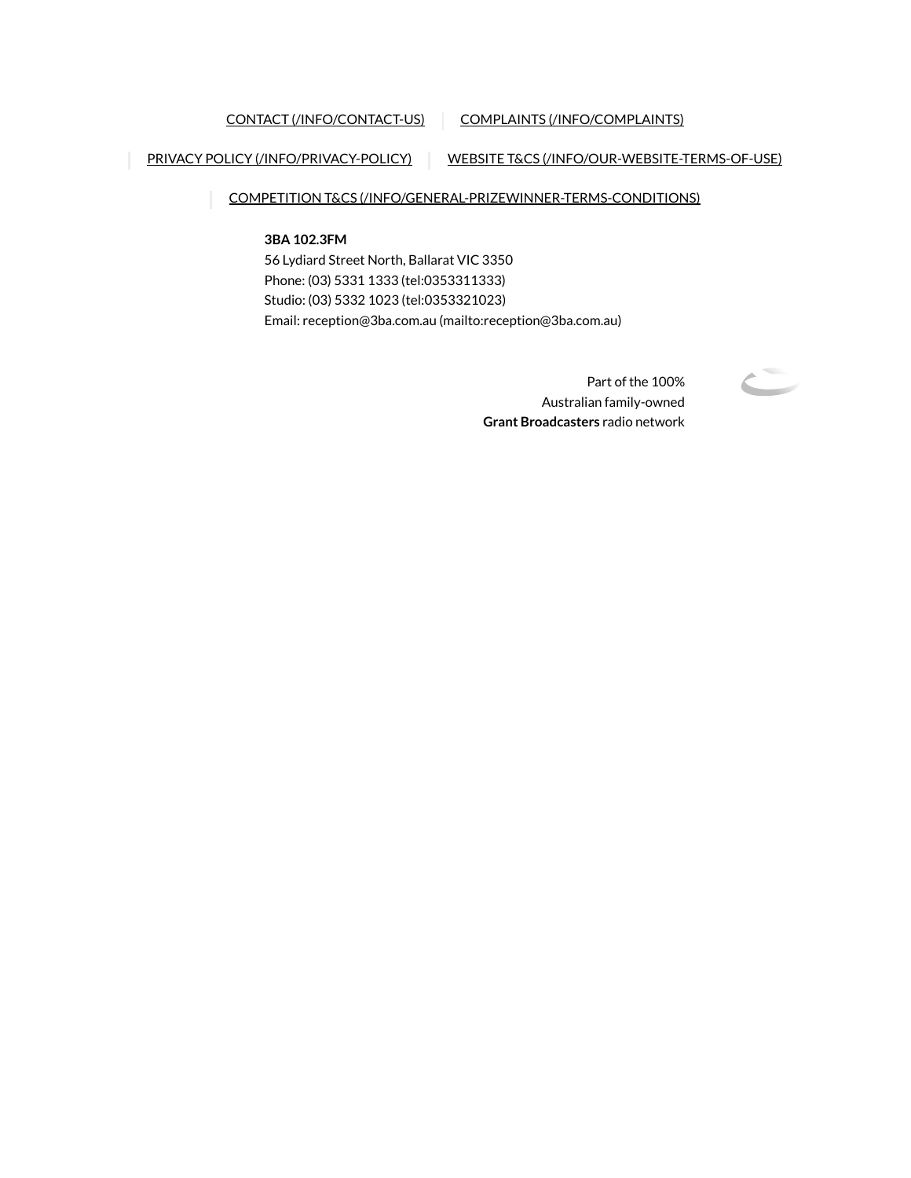CONTACT (/INFO/CONTACT-US) | COMPLAINTS (/INFO/COMPLAINTS)

PRIVACY POLICY (/INFO/PRIVACY-POLICY) | WEBSITE T&CS (/INFO/OUR-WEBSITE-TERMS-OF-USE)

COMPETITION T&CS (/INFO/GENERAL-PRIZEWINNER-TERMS-CONDITIONS)

**3BA 102.3FM**
56 Lydiard Street North, Ballarat VIC 3350
Phone: (03) 5331 1333 (tel:0353311333)
Studio: (03) 5332 1023 (tel:0353321023)
Email: reception@3ba.com.au (mailto:reception@3ba.com.au)

Part of the 100%
Australian family-owned
**Grant Broadcasters** radio network